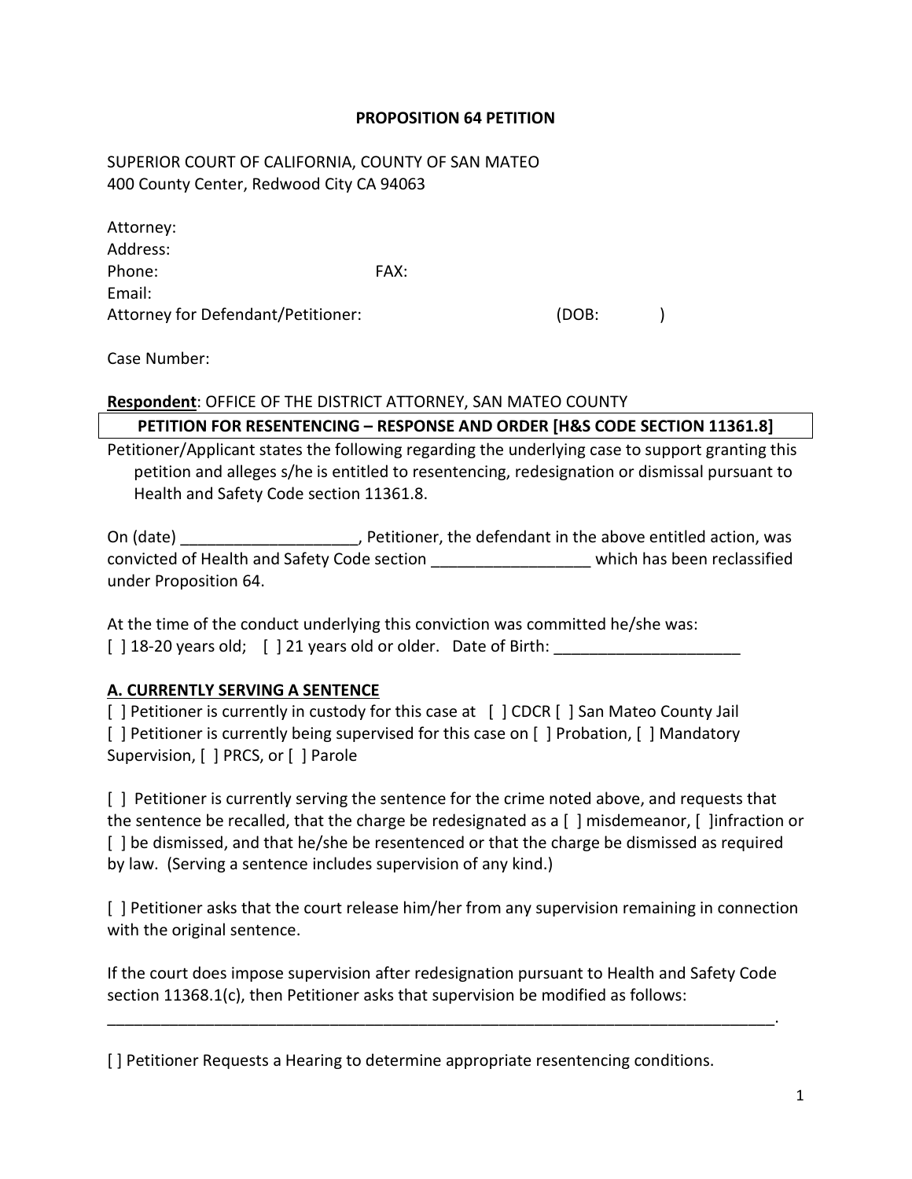**PROPOSITION 64 PETITION**

SUPERIOR COURT OF CALIFORNIA, COUNTY OF SAN MATEO
400 County Center, Redwood City CA 94063

Attorney:
Address:
Phone: FAX:
Email:
Attorney for Defendant/Petitioner: (DOB: )

Case Number:

**Respondent**: OFFICE OF THE DISTRICT ATTORNEY, SAN MATEO COUNTY

**PETITION FOR RESENTENCING – RESPONSE AND ORDER [H&S CODE SECTION 11361.8]**

Petitioner/Applicant states the following regarding the underlying case to support granting this petition and alleges s/he is entitled to resentencing, redesignation or dismissal pursuant to Health and Safety Code section 11361.8.

On (date) ____________________, Petitioner, the defendant in the above entitled action, was convicted of Health and Safety Code section __________________ which has been reclassified under Proposition 64.

At the time of the conduct underlying this conviction was committed he/she was:
[ ] 18-20 years old; [ ] 21 years old or older. Date of Birth: ______________________

**A. CURRENTLY SERVING A SENTENCE**

[ ] Petitioner is currently in custody for this case at [ ] CDCR [ ] San Mateo County Jail
[ ] Petitioner is currently being supervised for this case on [ ] Probation, [ ] Mandatory Supervision, [ ] PRCS, or [ ] Parole

[ ] Petitioner is currently serving the sentence for the crime noted above, and requests that the sentence be recalled, that the charge be redesignated as a [ ] misdemeanor, [ ]infraction or [ ] be dismissed, and that he/she be resentenced or that the charge be dismissed as required by law. (Serving a sentence includes supervision of any kind.)

[ ] Petitioner asks that the court release him/her from any supervision remaining in connection with the original sentence.

If the court does impose supervision after redesignation pursuant to Health and Safety Code section 11368.1(c), then Petitioner asks that supervision be modified as follows:
_______________________________________________________________________________.

[ ] Petitioner Requests a Hearing to determine appropriate resentencing conditions.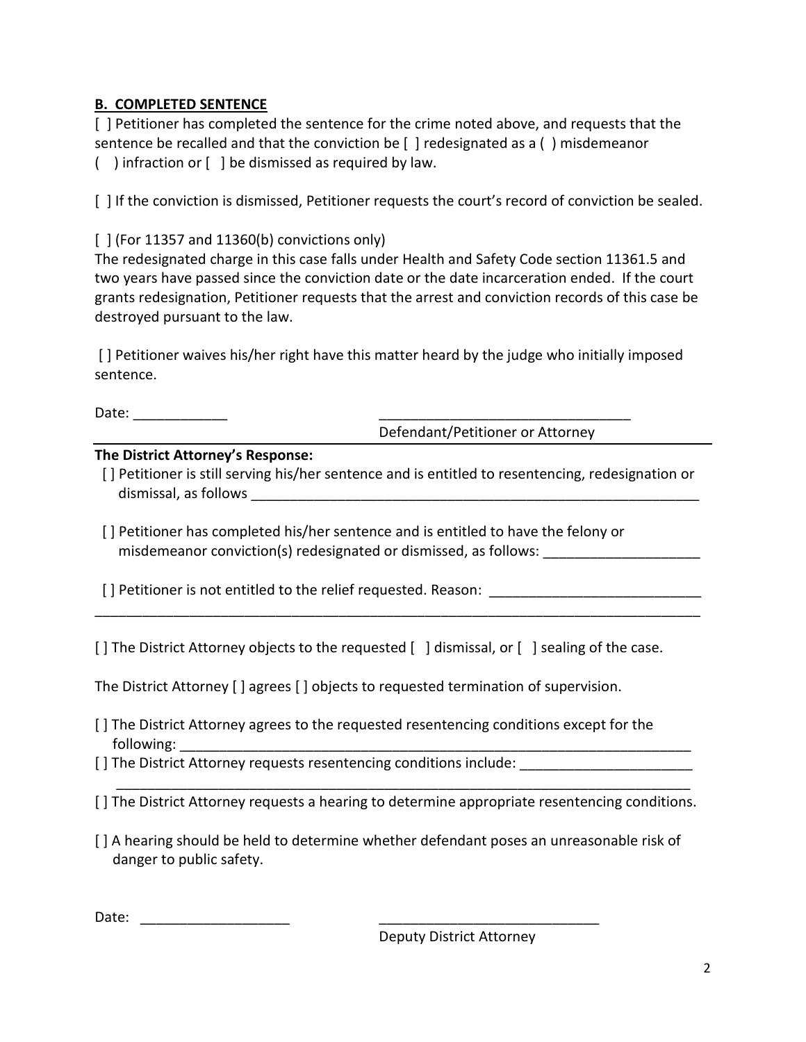**B. COMPLETED SENTENCE**

[ ] Petitioner has completed the sentence for the crime noted above, and requests that the sentence be recalled and that the conviction be [ ] redesignated as a ( ) misdemeanor ( ) infraction or [ ] be dismissed as required by law.

[ ] If the conviction is dismissed, Petitioner requests the court's record of conviction be sealed.

[ ] (For 11357 and 11360(b) convictions only)
The redesignated charge in this case falls under Health and Safety Code section 11361.5 and two years have passed since the conviction date or the date incarceration ended. If the court grants redesignation, Petitioner requests that the arrest and conviction records of this case be destroyed pursuant to the law.

[ ] Petitioner waives his/her right have this matter heard by the judge who initially imposed sentence.

Date: ____________ ________________________________
Defendant/Petitioner or Attorney

---

**The District Attorney's Response:**

[ ] Petitioner is still serving his/her sentence and is entitled to resentencing, redesignation or dismissal, as follows ____________________________________________________________

[ ] Petitioner has completed his/her sentence and is entitled to have the felony or misdemeanor conviction(s) redesignated or dismissed, as follows: ____________________

[ ] Petitioner is not entitled to the relief requested. Reason: ___________________________
______________________________________________________________________________

[ ] The District Attorney objects to the requested [ ] dismissal, or [ ] sealing of the case.

The District Attorney [ ] agrees [ ] objects to requested termination of supervision.

[ ] The District Attorney agrees to the requested resentencing conditions except for the following: ____________________________________________________________________

[ ] The District Attorney requests resentencing conditions include: ______________________
____________________________________________________________________________

[ ] The District Attorney requests a hearing to determine appropriate resentencing conditions.

[ ] A hearing should be held to determine whether defendant poses an unreasonable risk of danger to public safety.

Date: ___________________ ____________________________
Deputy District Attorney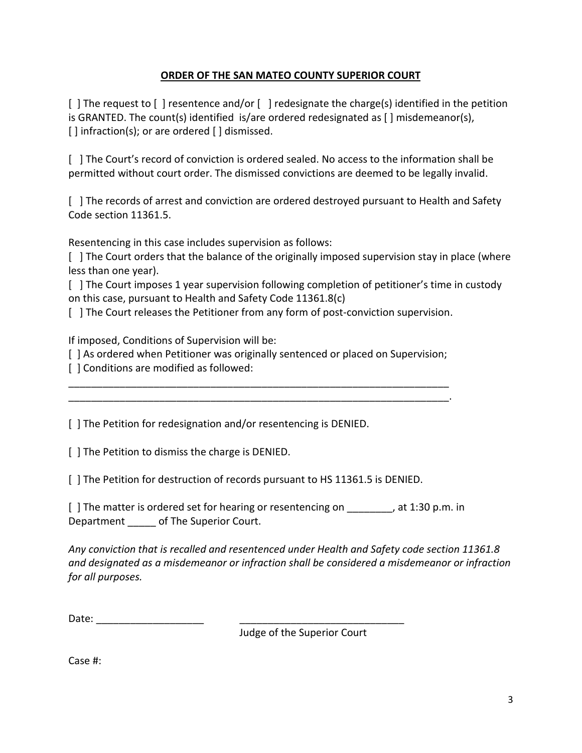**ORDER OF THE SAN MATEO COUNTY SUPERIOR COURT**

[ ] The request to [ ] resentence and/or [ ] redesignate the charge(s) identified in the petition is GRANTED. The count(s) identified is/are ordered redesignated as [ ] misdemeanor(s), [ ] infraction(s); or are ordered [ ] dismissed.

[ ] The Court's record of conviction is ordered sealed. No access to the information shall be permitted without court order. The dismissed convictions are deemed to be legally invalid.

[ ] The records of arrest and conviction are ordered destroyed pursuant to Health and Safety Code section 11361.5.

Resentencing in this case includes supervision as follows:
[ ] The Court orders that the balance of the originally imposed supervision stay in place (where less than one year).
[ ] The Court imposes 1 year supervision following completion of petitioner's time in custody on this case, pursuant to Health and Safety Code 11361.8(c)
[ ] The Court releases the Petitioner from any form of post-conviction supervision.

If imposed, Conditions of Supervision will be:
[ ] As ordered when Petitioner was originally sentenced or placed on Supervision;
[ ] Conditions are modified as followed:
______________________________________________________________________
______________________________________________________________________.

[ ] The Petition for redesignation and/or resentencing is DENIED.

[ ] The Petition to dismiss the charge is DENIED.

[ ] The Petition for destruction of records pursuant to HS 11361.5 is DENIED.

[ ] The matter is ordered set for hearing or resentencing on ________, at 1:30 p.m. in Department _____ of The Superior Court.

*Any conviction that is recalled and resentenced under Health and Safety code section 11361.8 and designated as a misdemeanor or infraction shall be considered a misdemeanor or infraction for all purposes.*

Date: ___________________ ______________________________
Judge of the Superior Court

Case #: